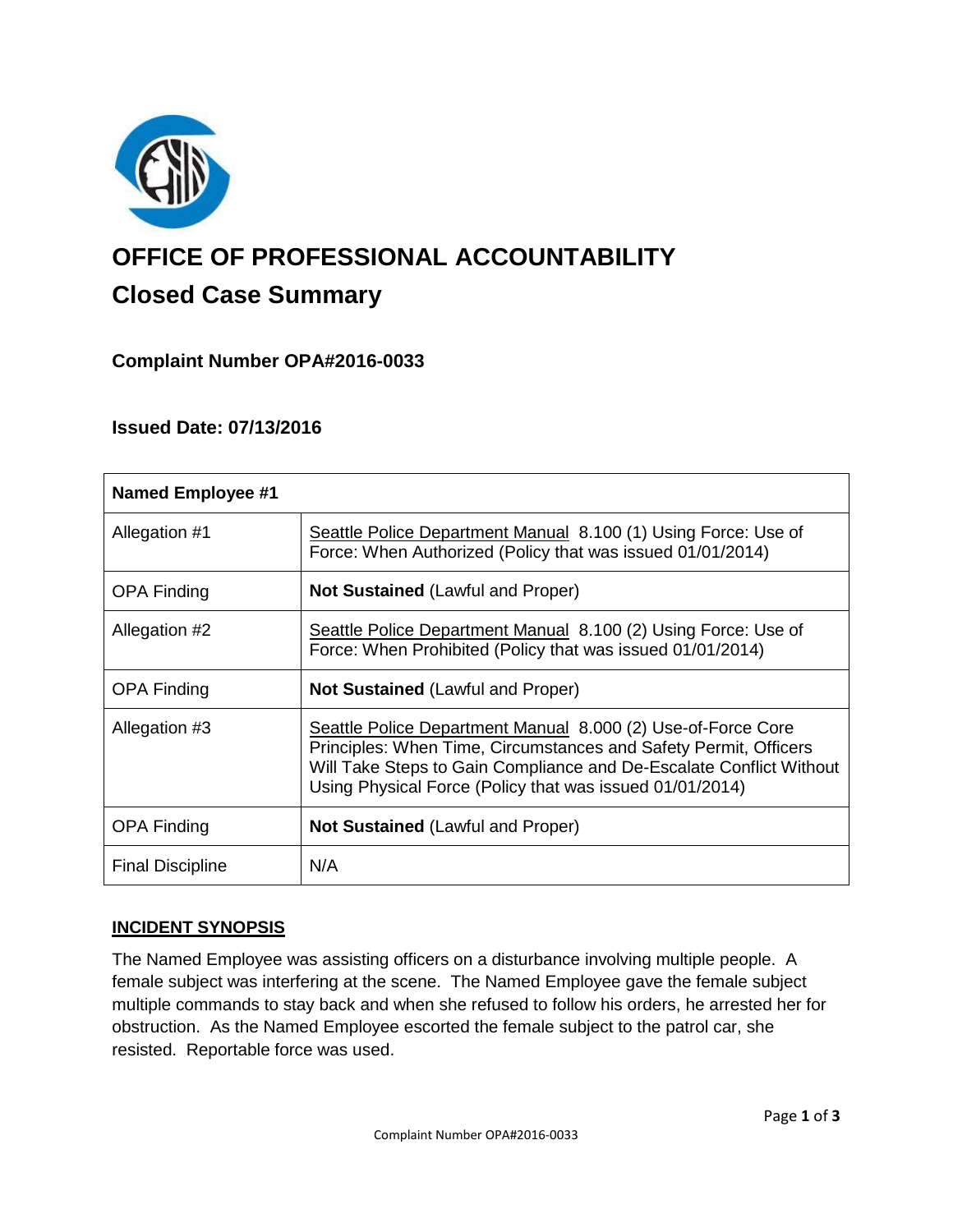# OFFICE OF PROFESSIONAL ACCOUNTABILITY

## Closed Case Summary

### Complaint Number OPA#2016-0033

### Issued Date: 07/13/2016

| **Named Employee #1** | |
|---|---|
| Allegation #1 | Seattle Police Department Manual 8.100 (1) Using Force: Use of Force: When Authorized (Policy that was issued 01/01/2014) |
| OPA Finding | **Not Sustained** (Lawful and Proper) |
| Allegation #2 | Seattle Police Department Manual 8.100 (2) Using Force: Use of Force: When Prohibited (Policy that was issued 01/01/2014) |
| OPA Finding | **Not Sustained** (Lawful and Proper) |
| Allegation #3 | Seattle Police Department Manual 8.000 (2) Use-of-Force Core Principles: When Time, Circumstances and Safety Permit, Officers Will Take Steps to Gain Compliance and De-Escalate Conflict Without Using Physical Force (Policy that was issued 01/01/2014) |
| OPA Finding | **Not Sustained** (Lawful and Proper) |
| Final Discipline | N/A |

## INCIDENT SYNOPSIS

The Named Employee was assisting officers on a disturbance involving multiple people. A female subject was interfering at the scene. The Named Employee gave the female subject multiple commands to stay back and when she refused to follow his orders, he arrested her for obstruction. As the Named Employee escorted the female subject to the patrol car, she resisted. Reportable force was used.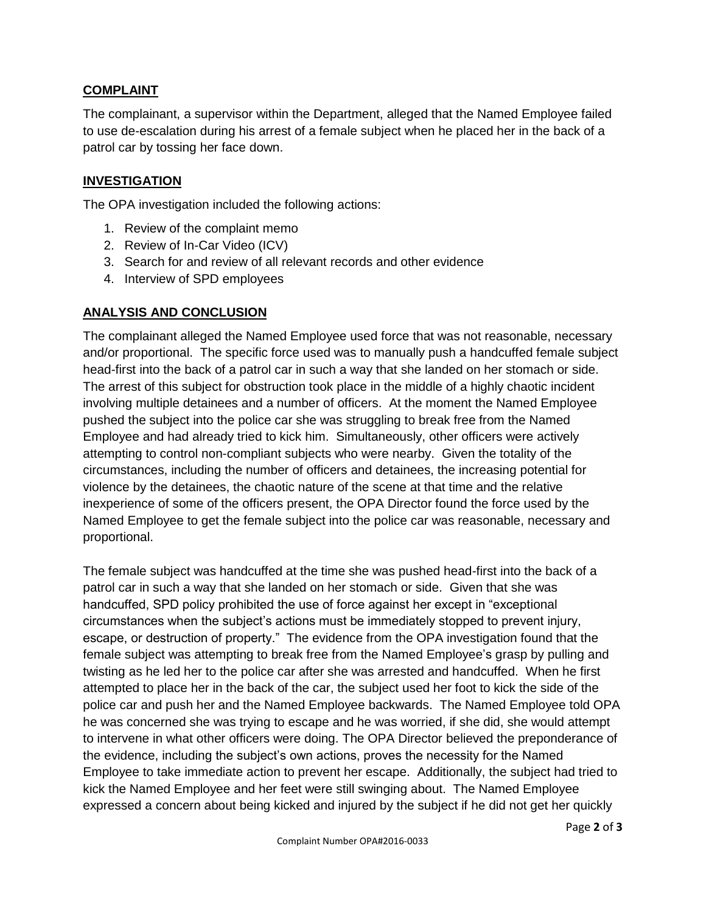## COMPLAINT

The complainant, a supervisor within the Department, alleged that the Named Employee failed to use de-escalation during his arrest of a female subject when he placed her in the back of a patrol car by tossing her face down.

## INVESTIGATION

The OPA investigation included the following actions:

1. Review of the complaint memo
2. Review of In-Car Video (ICV)
3. Search for and review of all relevant records and other evidence
4. Interview of SPD employees

## ANALYSIS AND CONCLUSION

The complainant alleged the Named Employee used force that was not reasonable, necessary and/or proportional. The specific force used was to manually push a handcuffed female subject head-first into the back of a patrol car in such a way that she landed on her stomach or side. The arrest of this subject for obstruction took place in the middle of a highly chaotic incident involving multiple detainees and a number of officers. At the moment the Named Employee pushed the subject into the police car she was struggling to break free from the Named Employee and had already tried to kick him. Simultaneously, other officers were actively attempting to control non-compliant subjects who were nearby. Given the totality of the circumstances, including the number of officers and detainees, the increasing potential for violence by the detainees, the chaotic nature of the scene at that time and the relative inexperience of some of the officers present, the OPA Director found the force used by the Named Employee to get the female subject into the police car was reasonable, necessary and proportional.

The female subject was handcuffed at the time she was pushed head-first into the back of a patrol car in such a way that she landed on her stomach or side. Given that she was handcuffed, SPD policy prohibited the use of force against her except in "exceptional circumstances when the subject's actions must be immediately stopped to prevent injury, escape, or destruction of property." The evidence from the OPA investigation found that the female subject was attempting to break free from the Named Employee's grasp by pulling and twisting as he led her to the police car after she was arrested and handcuffed. When he first attempted to place her in the back of the car, the subject used her foot to kick the side of the police car and push her and the Named Employee backwards. The Named Employee told OPA he was concerned she was trying to escape and he was worried, if she did, she would attempt to intervene in what other officers were doing. The OPA Director believed the preponderance of the evidence, including the subject's own actions, proves the necessity for the Named Employee to take immediate action to prevent her escape. Additionally, the subject had tried to kick the Named Employee and her feet were still swinging about. The Named Employee expressed a concern about being kicked and injured by the subject if he did not get her quickly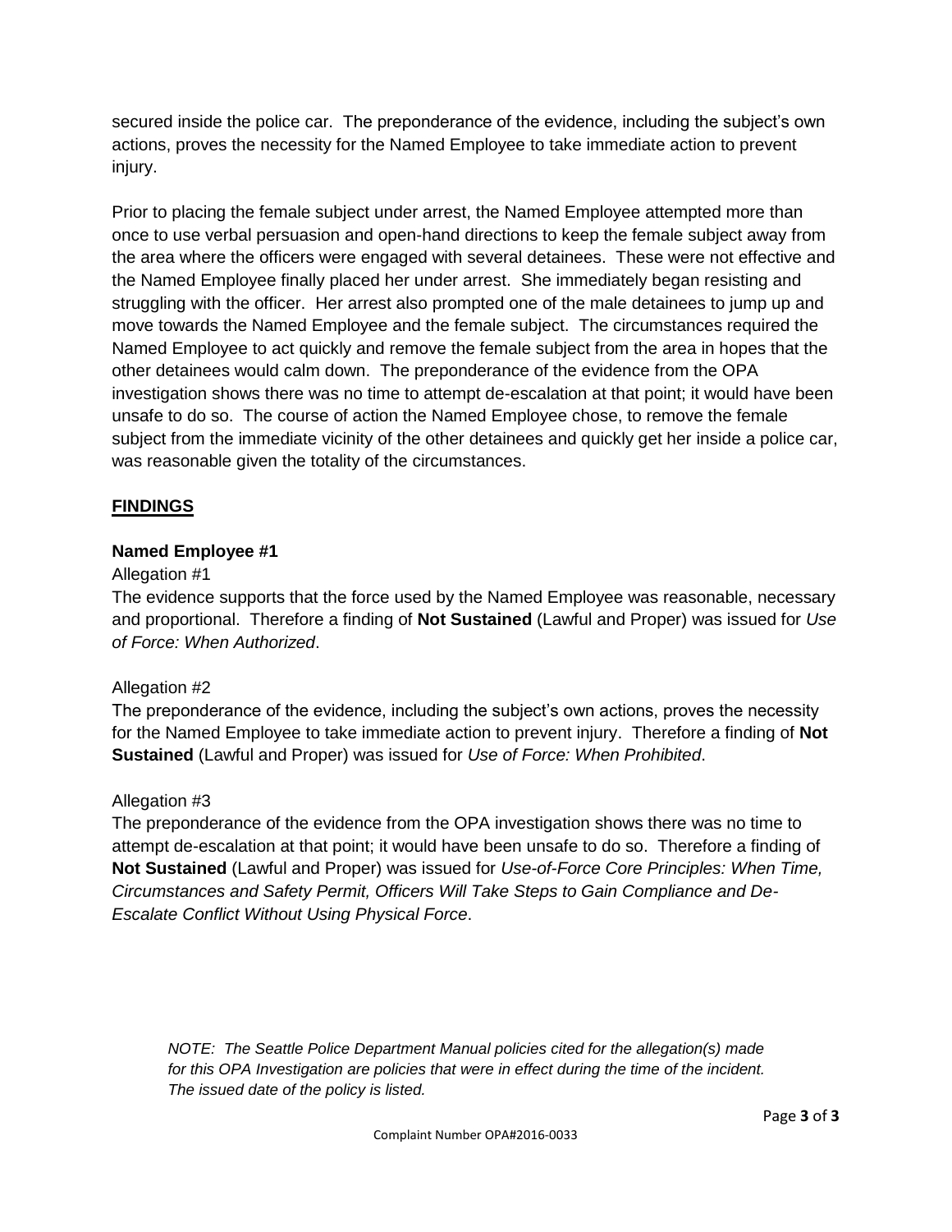secured inside the police car. The preponderance of the evidence, including the subject's own actions, proves the necessity for the Named Employee to take immediate action to prevent injury.

Prior to placing the female subject under arrest, the Named Employee attempted more than once to use verbal persuasion and open-hand directions to keep the female subject away from the area where the officers were engaged with several detainees. These were not effective and the Named Employee finally placed her under arrest. She immediately began resisting and struggling with the officer. Her arrest also prompted one of the male detainees to jump up and move towards the Named Employee and the female subject. The circumstances required the Named Employee to act quickly and remove the female subject from the area in hopes that the other detainees would calm down. The preponderance of the evidence from the OPA investigation shows there was no time to attempt de-escalation at that point; it would have been unsafe to do so. The course of action the Named Employee chose, to remove the female subject from the immediate vicinity of the other detainees and quickly get her inside a police car, was reasonable given the totality of the circumstances.

## FINDINGS

### Named Employee #1

Allegation #1

The evidence supports that the force used by the Named Employee was reasonable, necessary and proportional. Therefore a finding of **Not Sustained** (Lawful and Proper) was issued for *Use of Force: When Authorized*.

Allegation #2

The preponderance of the evidence, including the subject's own actions, proves the necessity for the Named Employee to take immediate action to prevent injury. Therefore a finding of **Not Sustained** (Lawful and Proper) was issued for *Use of Force: When Prohibited*.

Allegation #3

The preponderance of the evidence from the OPA investigation shows there was no time to attempt de-escalation at that point; it would have been unsafe to do so. Therefore a finding of **Not Sustained** (Lawful and Proper) was issued for *Use-of-Force Core Principles: When Time, Circumstances and Safety Permit, Officers Will Take Steps to Gain Compliance and De-Escalate Conflict Without Using Physical Force*.

*NOTE: The Seattle Police Department Manual policies cited for the allegation(s) made for this OPA Investigation are policies that were in effect during the time of the incident. The issued date of the policy is listed.*

Complaint Number OPA#2016-0033